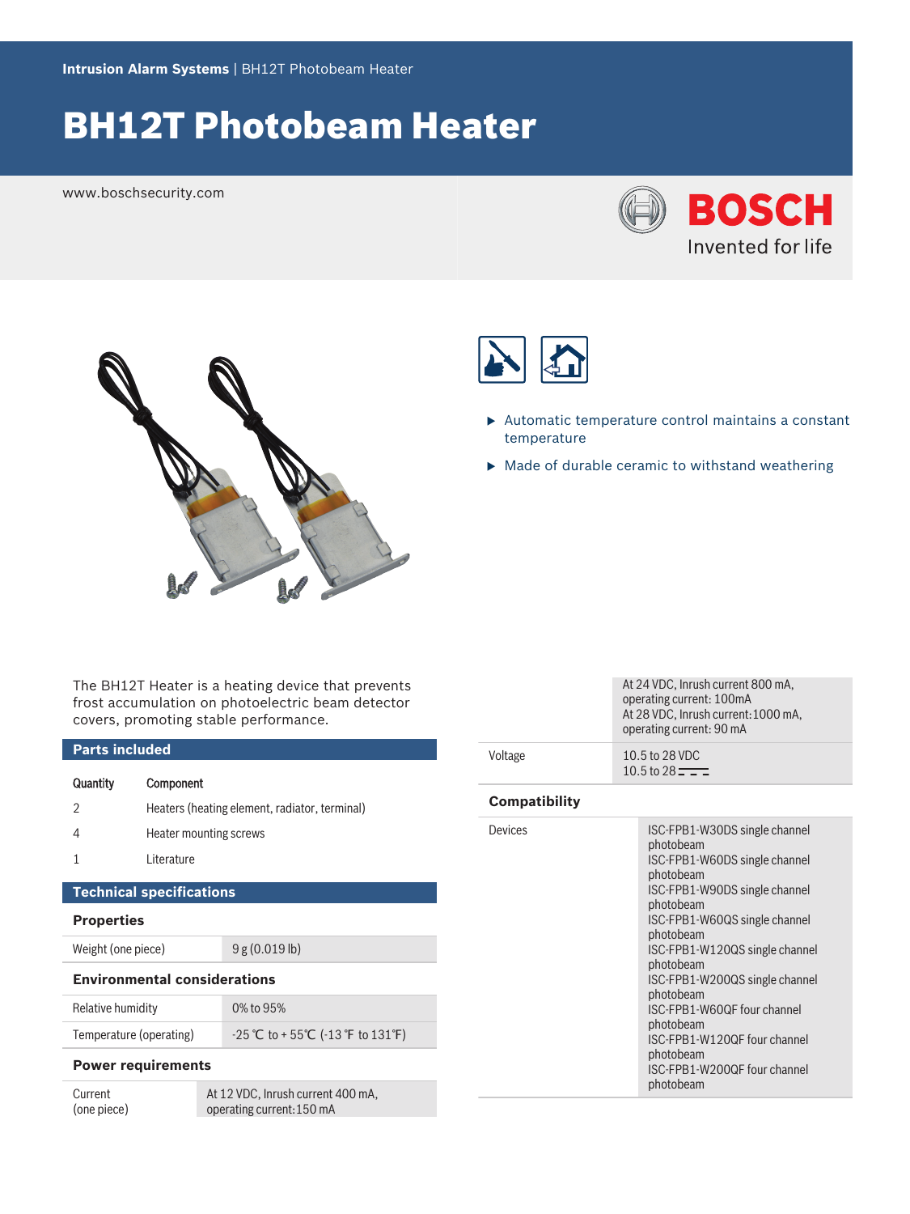Intrusion Alarm Systems | BH12T Photobeam Heater

# BH12T Photobeam Heater

www.boschsecurity.com

- Automatic temperature control maintains a constant temperature
- Made of durable ceramic to withstand weathering

The BH12T Heater is a heating device that prevents frost accumulation on photoelectric beam detector covers, promoting stable performance.

## Parts included

| Quantity | Component |
| --- | --- |
| 2 | Heaters (heating element, radiator, terminal) |
| 4 | Heater mounting screws |
| 1 | Literature |

## Technical specifications

### Properties

| | |
| --- | --- |
| Weight (one piece) | 9 g (0.019 lb) |

### Environmental considerations

| | |
| --- | --- |
| Relative humidity | 0% to 95% |
| Temperature (operating) | -25 ℃ to + 55℃ (-13 ℉ to 131℉) |

### Power requirements

| | |
| --- | --- |
| Current (one piece) | At 12 VDC, Inrush current 400 mA, operating current: 150 mA<br>At 24 VDC, Inrush current 800 mA, operating current: 100mA<br>At 28 VDC, Inrush current: 1000 mA, operating current: 90 mA |
| Voltage | 10.5 to 28 VDC<br>10.5 to 28 ⎓ |

### Compatibility

| | |
| --- | --- |
| Devices | ISC-FPB1-W30DS single channel photobeam<br>ISC-FPB1-W60DS single channel photobeam<br>ISC-FPB1-W90DS single channel photobeam<br>ISC-FPB1-W60QS single channel photobeam<br>ISC-FPB1-W120QS single channel photobeam<br>ISC-FPB1-W200QS single channel photobeam<br>ISC-FPB1-W60QF four channel photobeam<br>ISC-FPB1-W120QF four channel photobeam<br>ISC-FPB1-W200QF four channel photobeam |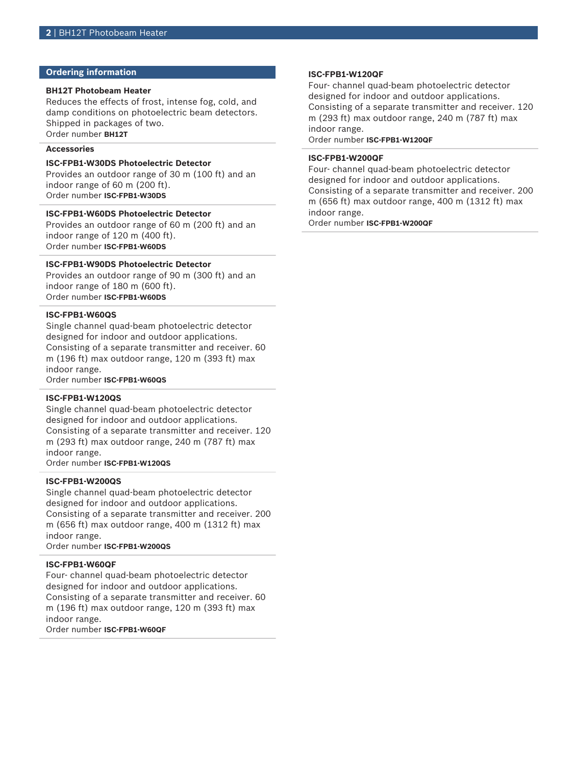## Ordering information

**BH12T Photobeam Heater**

Reduces the effects of frost, intense fog, cold, and damp conditions on photoelectric beam detectors. Shipped in packages of two.

Order number **BH12T**

**Accessories**

**ISC-FPB1-W30DS Photoelectric Detector**

Provides an outdoor range of 30 m (100 ft) and an indoor range of 60 m (200 ft).

Order number **ISC-FPB1-W30DS**

**ISC-FPB1-W60DS Photoelectric Detector**

Provides an outdoor range of 60 m (200 ft) and an indoor range of 120 m (400 ft).

Order number **ISC-FPB1-W60DS**

**ISC-FPB1-W90DS Photoelectric Detector**

Provides an outdoor range of 90 m (300 ft) and an indoor range of 180 m (600 ft).

Order number **ISC-FPB1-W60DS**

**ISC-FPB1-W60QS**

Single channel quad-beam photoelectric detector designed for indoor and outdoor applications. Consisting of a separate transmitter and receiver. 60 m (196 ft) max outdoor range, 120 m (393 ft) max indoor range.

Order number **ISC-FPB1-W60QS**

**ISC-FPB1-W120QS**

Single channel quad-beam photoelectric detector designed for indoor and outdoor applications. Consisting of a separate transmitter and receiver. 120 m (293 ft) max outdoor range, 240 m (787 ft) max indoor range.

Order number **ISC-FPB1-W120QS**

**ISC-FPB1-W200QS**

Single channel quad-beam photoelectric detector designed for indoor and outdoor applications. Consisting of a separate transmitter and receiver. 200 m (656 ft) max outdoor range, 400 m (1312 ft) max indoor range.

Order number **ISC-FPB1-W200QS**

**ISC-FPB1-W60QF**

Four- channel quad-beam photoelectric detector designed for indoor and outdoor applications. Consisting of a separate transmitter and receiver. 60 m (196 ft) max outdoor range, 120 m (393 ft) max indoor range.

Order number **ISC-FPB1-W60QF**

**ISC-FPB1-W120QF**

Four- channel quad-beam photoelectric detector designed for indoor and outdoor applications. Consisting of a separate transmitter and receiver. 120 m (293 ft) max outdoor range, 240 m (787 ft) max indoor range.

Order number **ISC-FPB1-W120QF**

**ISC-FPB1-W200QF**

Four- channel quad-beam photoelectric detector designed for indoor and outdoor applications. Consisting of a separate transmitter and receiver. 200 m (656 ft) max outdoor range, 400 m (1312 ft) max indoor range.

Order number **ISC-FPB1-W200QF**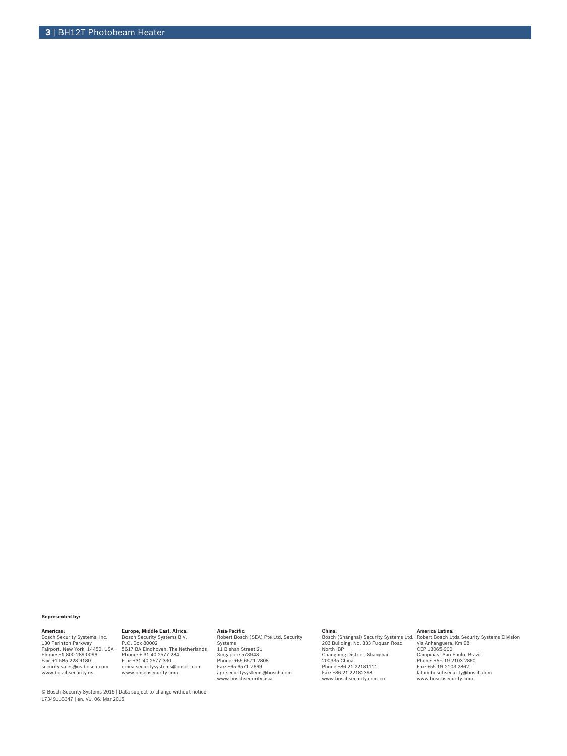**Represented by:**

**Americas:**
Bosch Security Systems, Inc.
130 Perinton Parkway
Fairport, New York, 14450, USA
Phone: +1 800 289 0096
Fax: +1 585 223 9180
security.sales@us.bosch.com
www.boschsecurity.us

**Europe, Middle East, Africa:**
Bosch Security Systems B.V.
P.O. Box 80002
5617 BA Eindhoven, The Netherlands
Phone: + 31 40 2577 284
Fax: +31 40 2577 330
emea.securitysystems@bosch.com
www.boschsecurity.com

**Asia-Pacific:**
Robert Bosch (SEA) Pte Ltd, Security Systems
11 Bishan Street 21
Singapore 573943
Phone: +65 6571 2808
Fax: +65 6571 2699
apr.securitysystems@bosch.com
www.boschsecurity.asia

**China:**
Bosch (Shanghai) Security Systems Ltd.
203 Building, No. 333 Fuquan Road
North IBP
Changning District, Shanghai
200335 China
Phone +86 21 22181111
Fax: +86 21 22182398
www.boschsecurity.com.cn

**America Latina:**
Robert Bosch Ltda Security Systems Division
Via Anhanguera, Km 98
CEP 13065-900
Campinas, Sao Paulo, Brazil
Phone: +55 19 2103 2860
Fax: +55 19 2103 2862
latam.boschsecurity@bosch.com
www.boschsecurity.com

© Bosch Security Systems 2015 | Data subject to change without notice
17349118347 | en, V1, 06. Mar 2015